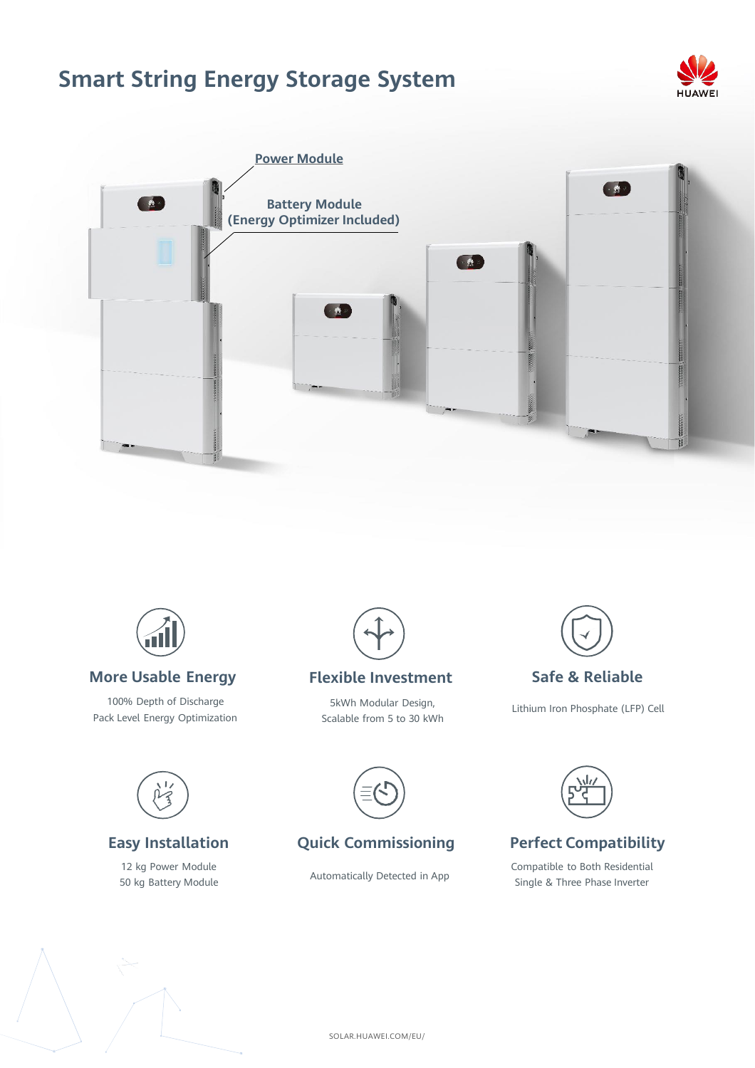# Smart String Energy Storage System

HUAWEI

Power Module

Battery Module
(Energy Optimizer Included)

### More Usable Energy

100% Depth of Discharge
Pack Level Energy Optimization

### Flexible Investment

5kWh Modular Design,
Scalable from 5 to 30 kWh

### Safe & Reliable

Lithium Iron Phosphate (LFP) Cell

### Easy Installation

12 kg Power Module
50 kg Battery Module

### Quick Commissioning

Automatically Detected in App

### Perfect Compatibility

Compatible to Both Residential
Single & Three Phase Inverter

SOLAR.HUAWEI.COM/EU/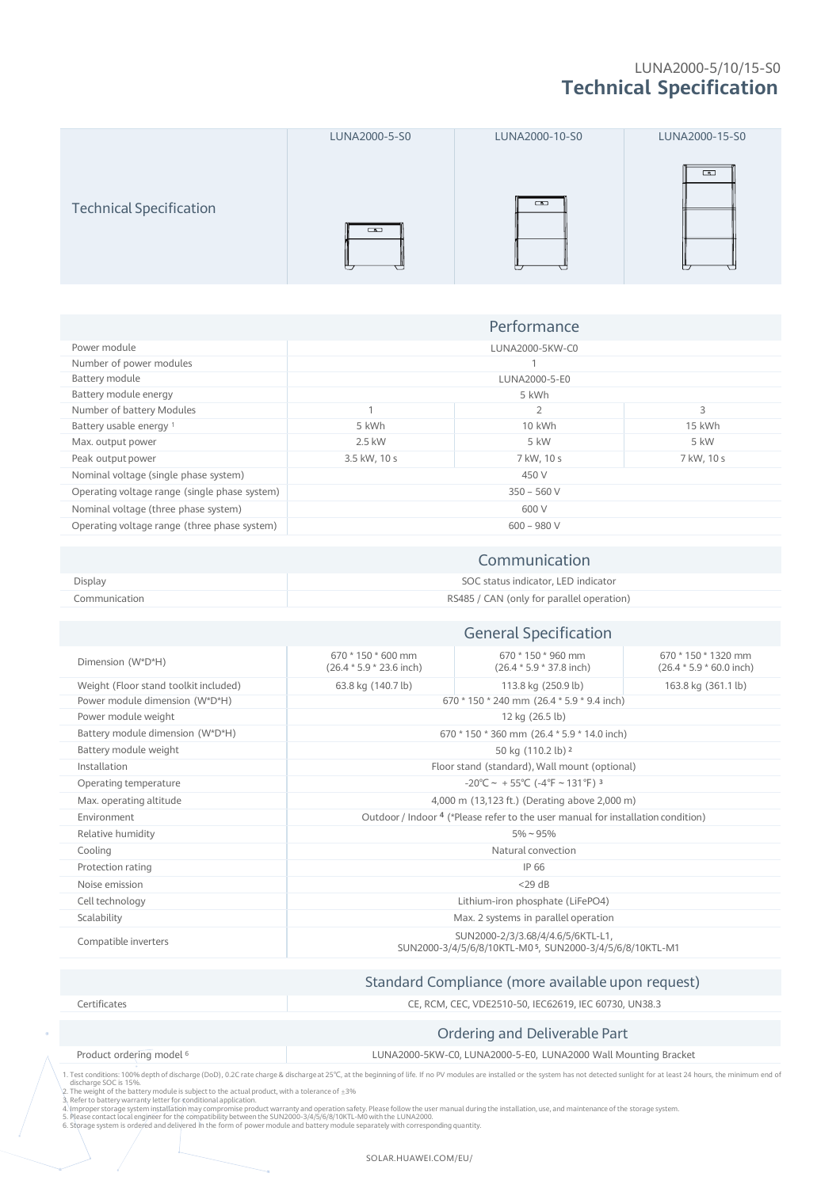LUNA2000-5/10/15-S0

# Technical Specification

| Technical Specification | LUNA2000-5-S0 | LUNA2000-10-S0 | LUNA2000-15-S0 |
|---|---|---|---|

| Performance | | | |
|---|---|---|---|
| Power module | LUNA2000-5KW-C0 | | |
| Number of power modules | 1 | | |
| Battery module | LUNA2000-5-E0 | | |
| Battery module energy | 5 kWh | | |
| Number of battery Modules | 1 | 2 | 3 |
| Battery usable energy [1] | 5 kWh | 10 kWh | 15 kWh |
| Max. output power | 2.5 kW | 5 kW | 5 kW |
| Peak output power | 3.5 kW, 10 s | 7 kW, 10 s | 7 kW, 10 s |
| Nominal voltage (single phase system) | 450 V | | |
| Operating voltage range (single phase system) | 350 – 560 V | | |
| Nominal voltage (three phase system) | 600 V | | |
| Operating voltage range (three phase system) | 600 – 980 V | | |

| Communication | |
|---|---|
| Display | SOC status indicator, LED indicator |
| Communication | RS485 / CAN (only for parallel operation) |

| General Specification | | | |
|---|---|---|---|
| Dimension (W*D*H) | 670 * 150 * 600 mm (26.4 * 5.9 * 23.6 inch) | 670 * 150 * 960 mm (26.4 * 5.9 * 37.8 inch) | 670 * 150 * 1320 mm (26.4 * 5.9 * 60.0 inch) |
| Weight (Floor stand toolkit included) | 63.8 kg (140.7 lb) | 113.8 kg (250.9 lb) | 163.8 kg (361.1 lb) |
| Power module dimension (W*D*H) | 670 * 150 * 240 mm (26.4 * 5.9 * 9.4 inch) | | |
| Power module weight | 12 kg (26.5 lb) | | |
| Battery module dimension (W*D*H) | 670 * 150 * 360 mm (26.4 * 5.9 * 14.0 inch) | | |
| Battery module weight | 50 kg (110.2 lb) [2] | | |
| Installation | Floor stand (standard), Wall mount (optional) | | |
| Operating temperature | -20℃ ~ + 55℃ (-4°F ~ 131°F) [3] | | |
| Max. operating altitude | 4,000 m (13,123 ft.) (Derating above 2,000 m) | | |
| Environment | Outdoor / Indoor [4] (*Please refer to the user manual for installation condition) | | |
| Relative humidity | 5% ~ 95% | | |
| Cooling | Natural convection | | |
| Protection rating | IP 66 | | |
| Noise emission | <29 dB | | |
| Cell technology | Lithium-iron phosphate (LiFePO4) | | |
| Scalability | Max. 2 systems in parallel operation | | |
| Compatible inverters | SUN2000-2/3/3.68/4/4.6/5/6KTL-L1, SUN2000-3/4/5/6/8/10KTL-M0 [5], SUN2000-3/4/5/6/8/10KTL-M1 | | |

| Standard Compliance (more available upon request) | |
|---|---|
| Certificates | CE, RCM, CEC, VDE2510-50, IEC62619, IEC 60730, UN38.3 |

| Ordering and Deliverable Part | |
|---|---|
| Product ordering model [6] | LUNA2000-5KW-C0, LUNA2000-5-E0, LUNA2000 Wall Mounting Bracket |

1. Test conditions: 100% depth of discharge (DoD), 0.2C rate charge & discharge at 25℃, at the beginning of life. If no PV modules are installed or the system has not detected sunlight for at least 24 hours, the minimum end of discharge SOC is 15%.
2. The weight of the battery module is subject to the actual product, with a tolerance of ±3%
3. Refer to battery warranty letter for conditional application.
4. Improper storage system installation may compromise product warranty and operation safety. Please follow the user manual during the installation, use, and maintenance of the storage system.
5. Please contact local engineer for the compatibility between the SUN2000-3/4/5/6/8/10KTL-M0 with the LUNA2000.
6. Storage system is ordered and delivered in the form of power module and battery module separately with corresponding quantity.

SOLAR.HUAWEI.COM/EU/